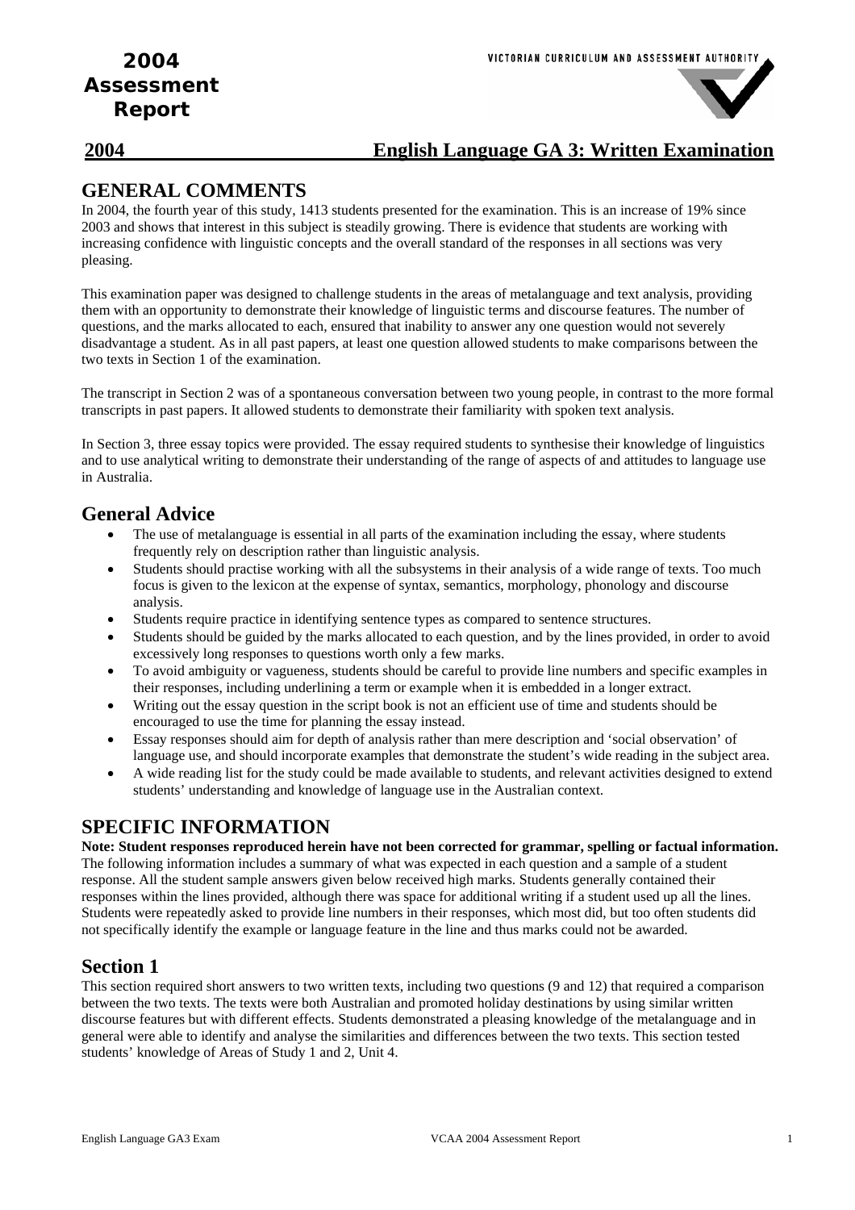# 2004 Assessment Report

VICTORIAN CURRICULUM AND ASSESSMENT AUTHORITY

**2004 English Language GA 3: Written Examination**

## GENERAL COMMENTS

In 2004, the fourth year of this study, 1413 students presented for the examination. This is an increase of 19% since 2003 and shows that interest in this subject is steadily growing. There is evidence that students are working with increasing confidence with linguistic concepts and the overall standard of the responses in all sections was very pleasing.

This examination paper was designed to challenge students in the areas of metalanguage and text analysis, providing them with an opportunity to demonstrate their knowledge of linguistic terms and discourse features. The number of questions, and the marks allocated to each, ensured that inability to answer any one question would not severely disadvantage a student. As in all past papers, at least one question allowed students to make comparisons between the two texts in Section 1 of the examination.

The transcript in Section 2 was of a spontaneous conversation between two young people, in contrast to the more formal transcripts in past papers. It allowed students to demonstrate their familiarity with spoken text analysis.

In Section 3, three essay topics were provided. The essay required students to synthesise their knowledge of linguistics and to use analytical writing to demonstrate their understanding of the range of aspects of and attitudes to language use in Australia.

## General Advice

- The use of metalanguage is essential in all parts of the examination including the essay, where students frequently rely on description rather than linguistic analysis.
- Students should practise working with all the subsystems in their analysis of a wide range of texts. Too much focus is given to the lexicon at the expense of syntax, semantics, morphology, phonology and discourse analysis.
- Students require practice in identifying sentence types as compared to sentence structures.
- Students should be guided by the marks allocated to each question, and by the lines provided, in order to avoid excessively long responses to questions worth only a few marks.
- To avoid ambiguity or vagueness, students should be careful to provide line numbers and specific examples in their responses, including underlining a term or example when it is embedded in a longer extract.
- Writing out the essay question in the script book is not an efficient use of time and students should be encouraged to use the time for planning the essay instead.
- Essay responses should aim for depth of analysis rather than mere description and 'social observation' of language use, and should incorporate examples that demonstrate the student's wide reading in the subject area.
- A wide reading list for the study could be made available to students, and relevant activities designed to extend students' understanding and knowledge of language use in the Australian context.

## SPECIFIC INFORMATION

**Note: Student responses reproduced herein have not been corrected for grammar, spelling or factual information.**

The following information includes a summary of what was expected in each question and a sample of a student response. All the student sample answers given below received high marks. Students generally contained their responses within the lines provided, although there was space for additional writing if a student used up all the lines. Students were repeatedly asked to provide line numbers in their responses, which most did, but too often students did not specifically identify the example or language feature in the line and thus marks could not be awarded.

## Section 1

This section required short answers to two written texts, including two questions (9 and 12) that required a comparison between the two texts. The texts were both Australian and promoted holiday destinations by using similar written discourse features but with different effects. Students demonstrated a pleasing knowledge of the metalanguage and in general were able to identify and analyse the similarities and differences between the two texts. This section tested students' knowledge of Areas of Study 1 and 2, Unit 4.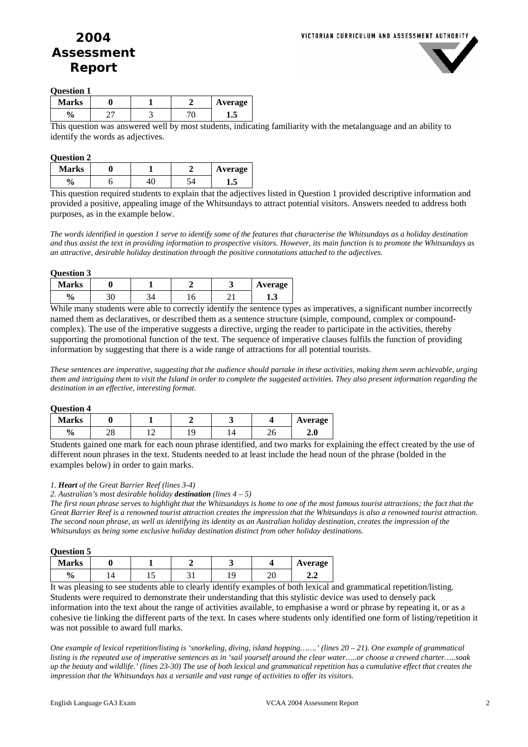# 2004 Assessment Report

VICTORIAN CURRICULUM AND ASSESSMENT AUTHORITY

**Question 1**

| Marks | 0 | 1 | 2 | Average |
|---|---|---|---|---|
| % | 27 | 3 | 70 | 1.5 |

This question was answered well by most students, indicating familiarity with the metalanguage and an ability to identify the words as adjectives.

**Question 2**

| Marks | 0 | 1 | 2 | Average |
|---|---|---|---|---|
| % | 6 | 40 | 54 | 1.5 |

This question required students to explain that the adjectives listed in Question 1 provided descriptive information and provided a positive, appealing image of the Whitsundays to attract potential visitors. Answers needed to address both purposes, as in the example below.

*The words identified in question 1 serve to identify some of the features that characterise the Whitsundays as a holiday destination and thus assist the text in providing information to prospective visitors. However, its main function is to promote the Whitsundays as an attractive, desirable holiday destination through the positive connotations attached to the adjectives.*

**Question 3**

| Marks | 0 | 1 | 2 | 3 | Average |
|---|---|---|---|---|---|
| % | 30 | 34 | 16 | 21 | 1.3 |

While many students were able to correctly identify the sentence types as imperatives, a significant number incorrectly named them as declaratives, or described them as a sentence structure (simple, compound, complex or compound-complex). The use of the imperative suggests a directive, urging the reader to participate in the activities, thereby supporting the promotional function of the text. The sequence of imperative clauses fulfils the function of providing information by suggesting that there is a wide range of attractions for all potential tourists.

*These sentences are imperative, suggesting that the audience should partake in these activities, making them seem achievable, urging them and intriguing them to visit the Island in order to complete the suggested activities. They also present information regarding the destination in an effective, interesting format.*

**Question 4**

| Marks | 0 | 1 | 2 | 3 | 4 | Average |
|---|---|---|---|---|---|---|
| % | 28 | 12 | 19 | 14 | 26 | 2.0 |

Students gained one mark for each noun phrase identified, and two marks for explaining the effect created by the use of different noun phrases in the text. Students needed to at least include the head noun of the phrase (bolded in the examples below) in order to gain marks.

*1. **Heart** of the Great Barrier Reef (lines 3-4)*
*2. Australian's most desirable holiday **destination** (lines 4 – 5)*
*The first noun phrase serves to highlight that the Whitsundays is home to one of the most famous tourist attractions; the fact that the Great Barrier Reef is a renowned tourist attraction creates the impression that the Whitsundays is also a renowned tourist attraction. The second noun phrase, as well as identifying its identity as an Australian holiday destination, creates the impression of the Whitsundays as being some exclusive holiday destination distinct from other holiday destinations.*

**Question 5**

| Marks | 0 | 1 | 2 | 3 | 4 | Average |
|---|---|---|---|---|---|---|
| % | 14 | 15 | 31 | 19 | 20 | 2.2 |

It was pleasing to see students able to clearly identify examples of both lexical and grammatical repetition/listing. Students were required to demonstrate their understanding that this stylistic device was used to densely pack information into the text about the range of activities available, to emphasise a word or phrase by repeating it, or as a cohesive tie linking the different parts of the text. In cases where students only identified one form of listing/repetition it was not possible to award full marks.

*One example of lexical repetition/listing is 'snorkeling, diving, island hopping…….' (lines 20 – 21). One example of grammatical listing is the repeated use of imperative sentences as in 'sail yourself around the clear water…..or choose a crewed charter…..soak up the beauty and wildlife.' (lines 23-30) The use of both lexical and grammatical repetition has a cumulative effect that creates the impression that the Whitsundays has a versatile and vast range of activities to offer its visitors.*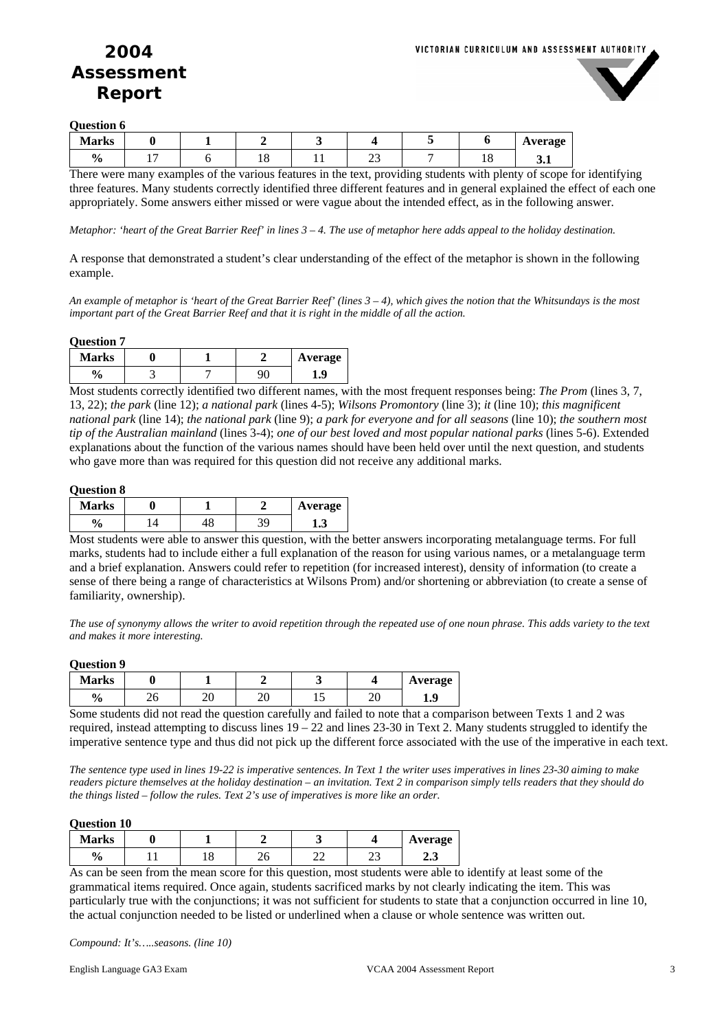**Question 6**

| Marks | 0 | 1 | 2 | 3 | 4 | 5 | 6 | Average |
|---|---|---|---|---|---|---|---|---|
| % | 17 | 6 | 18 | 11 | 23 | 7 | 18 | **3.1** |

There were many examples of the various features in the text, providing students with plenty of scope for identifying three features. Many students correctly identified three different features and in general explained the effect of each one appropriately. Some answers either missed or were vague about the intended effect, as in the following answer.

*Metaphor: 'heart of the Great Barrier Reef' in lines 3 – 4. The use of metaphor here adds appeal to the holiday destination.*

A response that demonstrated a student's clear understanding of the effect of the metaphor is shown in the following example.

*An example of metaphor is 'heart of the Great Barrier Reef' (lines 3 – 4), which gives the notion that the Whitsundays is the most important part of the Great Barrier Reef and that it is right in the middle of all the action.*

**Question 7**

| Marks | 0 | 1 | 2 | Average |
|---|---|---|---|---|
| % | 3 | 7 | 90 | **1.9** |

Most students correctly identified two different names, with the most frequent responses being: *The Prom* (lines 3, 7, 13, 22); *the park* (line 12); *a national park* (lines 4-5); *Wilsons Promontory* (line 3); *it* (line 10); *this magnificent national park* (line 14); *the national park* (line 9); *a park for everyone and for all seasons* (line 10); *the southern most tip of the Australian mainland* (lines 3-4); *one of our best loved and most popular national parks* (lines 5-6). Extended explanations about the function of the various names should have been held over until the next question, and students who gave more than was required for this question did not receive any additional marks.

**Question 8**

| Marks | 0 | 1 | 2 | Average |
|---|---|---|---|---|
| % | 14 | 48 | 39 | **1.3** |

Most students were able to answer this question, with the better answers incorporating metalanguage terms. For full marks, students had to include either a full explanation of the reason for using various names, or a metalanguage term and a brief explanation. Answers could refer to repetition (for increased interest), density of information (to create a sense of there being a range of characteristics at Wilsons Prom) and/or shortening or abbreviation (to create a sense of familiarity, ownership).

*The use of synonymy allows the writer to avoid repetition through the repeated use of one noun phrase. This adds variety to the text and makes it more interesting.*

**Question 9**

| Marks | 0 | 1 | 2 | 3 | 4 | Average |
|---|---|---|---|---|---|---|
| % | 26 | 20 | 20 | 15 | 20 | **1.9** |

Some students did not read the question carefully and failed to note that a comparison between Texts 1 and 2 was required, instead attempting to discuss lines 19 – 22 and lines 23-30 in Text 2. Many students struggled to identify the imperative sentence type and thus did not pick up the different force associated with the use of the imperative in each text.

*The sentence type used in lines 19-22 is imperative sentences. In Text 1 the writer uses imperatives in lines 23-30 aiming to make readers picture themselves at the holiday destination – an invitation. Text 2 in comparison simply tells readers that they should do the things listed – follow the rules. Text 2's use of imperatives is more like an order.*

**Question 10**

| Marks | 0 | 1 | 2 | 3 | 4 | Average |
|---|---|---|---|---|---|---|
| % | 11 | 18 | 26 | 22 | 23 | **2.3** |

As can be seen from the mean score for this question, most students were able to identify at least some of the grammatical items required. Once again, students sacrificed marks by not clearly indicating the item. This was particularly true with the conjunctions; it was not sufficient for students to state that a conjunction occurred in line 10, the actual conjunction needed to be listed or underlined when a clause or whole sentence was written out.

*Compound: It's…..seasons. (line 10)*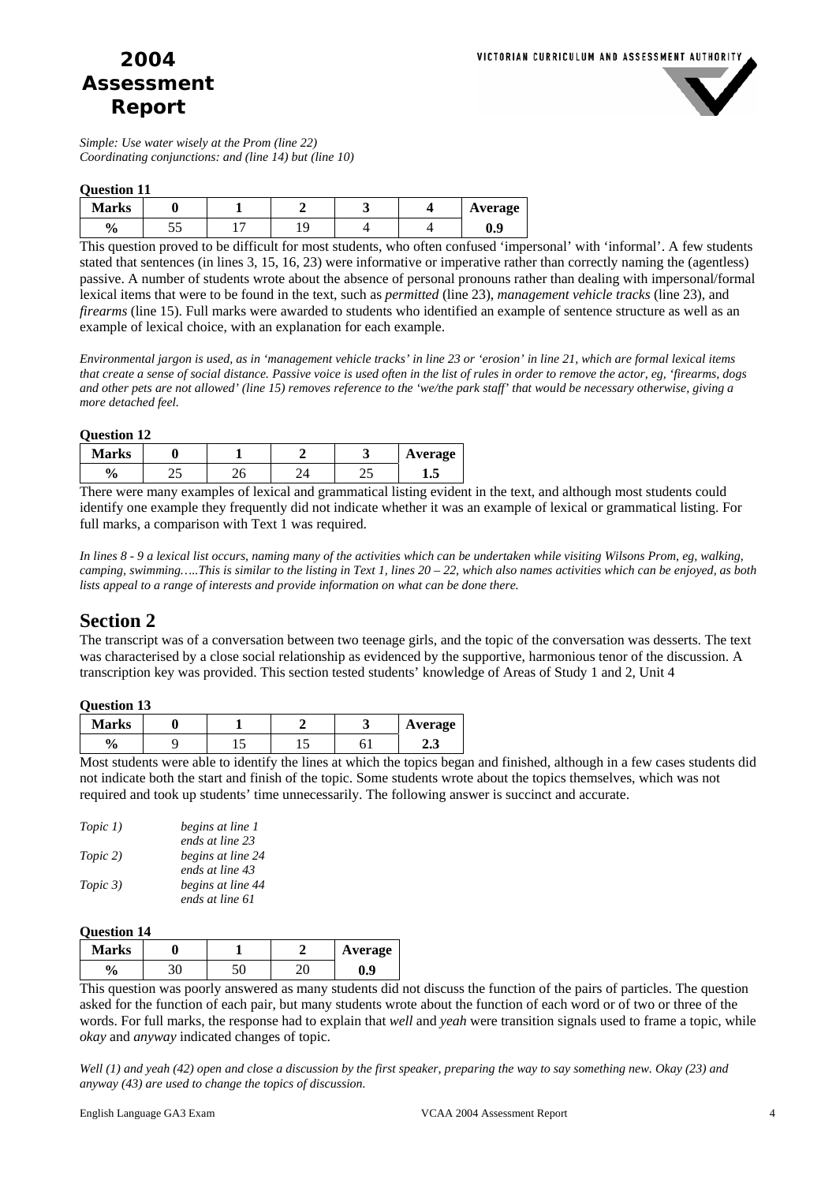*Simple: Use water wisely at the Prom (line 22)*
*Coordinating conjunctions: and (line 14) but (line 10)*

**Question 11**

| Marks | 0 | 1 | 2 | 3 | 4 | Average |
|---|---|---|---|---|---|---|
| % | 55 | 17 | 19 | 4 | 4 | 0.9 |

This question proved to be difficult for most students, who often confused 'impersonal' with 'informal'. A few students stated that sentences (in lines 3, 15, 16, 23) were informative or imperative rather than correctly naming the (agentless) passive. A number of students wrote about the absence of personal pronouns rather than dealing with impersonal/formal lexical items that were to be found in the text, such as *permitted* (line 23), *management vehicle tracks* (line 23), and *firearms* (line 15). Full marks were awarded to students who identified an example of sentence structure as well as an example of lexical choice, with an explanation for each example.

*Environmental jargon is used, as in 'management vehicle tracks' in line 23 or 'erosion' in line 21, which are formal lexical items that create a sense of social distance. Passive voice is used often in the list of rules in order to remove the actor, eg, 'firearms, dogs and other pets are not allowed' (line 15) removes reference to the 'we/the park staff' that would be necessary otherwise, giving a more detached feel.*

**Question 12**

| Marks | 0 | 1 | 2 | 3 | Average |
|---|---|---|---|---|---|
| % | 25 | 26 | 24 | 25 | 1.5 |

There were many examples of lexical and grammatical listing evident in the text, and although most students could identify one example they frequently did not indicate whether it was an example of lexical or grammatical listing. For full marks, a comparison with Text 1 was required.

*In lines 8 - 9 a lexical list occurs, naming many of the activities which can be undertaken while visiting Wilsons Prom, eg, walking, camping, swimming…..This is similar to the listing in Text 1, lines 20 – 22, which also names activities which can be enjoyed, as both lists appeal to a range of interests and provide information on what can be done there.*

## Section 2

The transcript was of a conversation between two teenage girls, and the topic of the conversation was desserts. The text was characterised by a close social relationship as evidenced by the supportive, harmonious tenor of the discussion. A transcription key was provided. This section tested students' knowledge of Areas of Study 1 and 2, Unit 4

**Question 13**

| Marks | 0 | 1 | 2 | 3 | Average |
|---|---|---|---|---|---|
| % | 9 | 15 | 15 | 61 | 2.3 |

Most students were able to identify the lines at which the topics began and finished, although in a few cases students did not indicate both the start and finish of the topic. Some students wrote about the topics themselves, which was not required and took up students' time unnecessarily. The following answer is succinct and accurate.

*Topic 1)* *begins at line 1*
*ends at line 23*
*Topic 2)* *begins at line 24*
*ends at line 43*
*Topic 3)* *begins at line 44*
*ends at line 61*

**Question 14**

| Marks | 0 | 1 | 2 | Average |
|---|---|---|---|---|
| % | 30 | 50 | 20 | 0.9 |

This question was poorly answered as many students did not discuss the function of the pairs of particles. The question asked for the function of each pair, but many students wrote about the function of each word or of two or three of the words. For full marks, the response had to explain that *well* and *yeah* were transition signals used to frame a topic, while *okay* and *anyway* indicated changes of topic.

*Well (1) and yeah (42) open and close a discussion by the first speaker, preparing the way to say something new. Okay (23) and anyway (43) are used to change the topics of discussion.*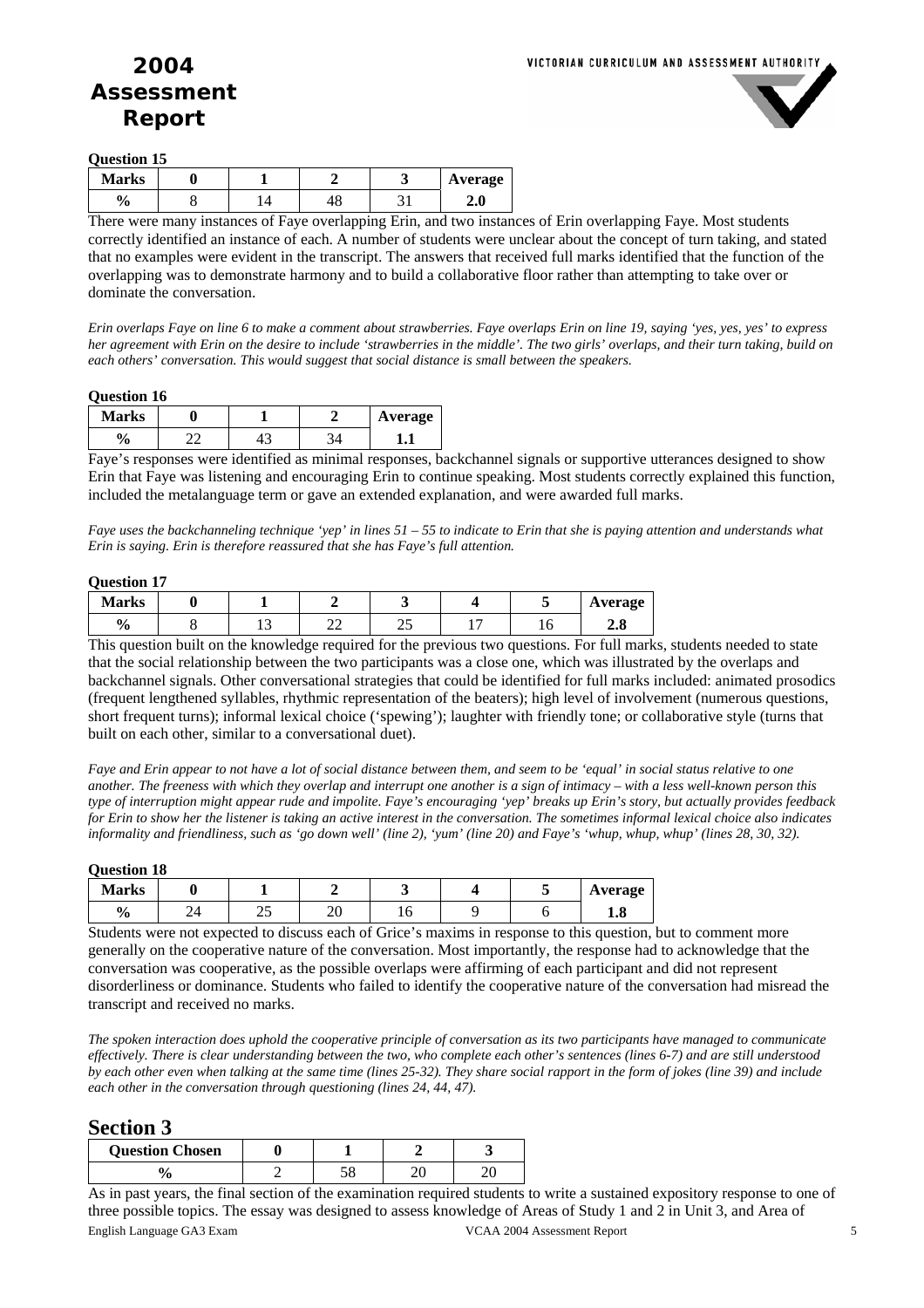**Question 15**

| Marks | 0 | 1 | 2 | 3 | Average |
|---|---|---|---|---|---|
| % | 8 | 14 | 48 | 31 | **2.0** |

There were many instances of Faye overlapping Erin, and two instances of Erin overlapping Faye. Most students correctly identified an instance of each. A number of students were unclear about the concept of turn taking, and stated that no examples were evident in the transcript. The answers that received full marks identified that the function of the overlapping was to demonstrate harmony and to build a collaborative floor rather than attempting to take over or dominate the conversation.

*Erin overlaps Faye on line 6 to make a comment about strawberries. Faye overlaps Erin on line 19, saying 'yes, yes, yes' to express her agreement with Erin on the desire to include 'strawberries in the middle'. The two girls' overlaps, and their turn taking, build on each others' conversation. This would suggest that social distance is small between the speakers.*

**Question 16**

| Marks | 0 | 1 | 2 | Average |
|---|---|---|---|---|
| % | 22 | 43 | 34 | **1.1** |

Faye's responses were identified as minimal responses, backchannel signals or supportive utterances designed to show Erin that Faye was listening and encouraging Erin to continue speaking. Most students correctly explained this function, included the metalanguage term or gave an extended explanation, and were awarded full marks.

*Faye uses the backchanneling technique 'yep' in lines 51 – 55 to indicate to Erin that she is paying attention and understands what Erin is saying. Erin is therefore reassured that she has Faye's full attention.*

**Question 17**

| Marks | 0 | 1 | 2 | 3 | 4 | 5 | Average |
|---|---|---|---|---|---|---|---|
| % | 8 | 13 | 22 | 25 | 17 | 16 | **2.8** |

This question built on the knowledge required for the previous two questions. For full marks, students needed to state that the social relationship between the two participants was a close one, which was illustrated by the overlaps and backchannel signals. Other conversational strategies that could be identified for full marks included: animated prosodics (frequent lengthened syllables, rhythmic representation of the beaters); high level of involvement (numerous questions, short frequent turns); informal lexical choice ('spewing'); laughter with friendly tone; or collaborative style (turns that built on each other, similar to a conversational duet).

*Faye and Erin appear to not have a lot of social distance between them, and seem to be 'equal' in social status relative to one another. The freeness with which they overlap and interrupt one another is a sign of intimacy – with a less well-known person this type of interruption might appear rude and impolite. Faye's encouraging 'yep' breaks up Erin's story, but actually provides feedback for Erin to show her the listener is taking an active interest in the conversation. The sometimes informal lexical choice also indicates informality and friendliness, such as 'go down well' (line 2), 'yum' (line 20) and Faye's 'whup, whup, whup' (lines 28, 30, 32).*

**Question 18**

| Marks | 0 | 1 | 2 | 3 | 4 | 5 | Average |
|---|---|---|---|---|---|---|---|
| % | 24 | 25 | 20 | 16 | 9 | 6 | **1.8** |

Students were not expected to discuss each of Grice's maxims in response to this question, but to comment more generally on the cooperative nature of the conversation. Most importantly, the response had to acknowledge that the conversation was cooperative, as the possible overlaps were affirming of each participant and did not represent disorderliness or dominance. Students who failed to identify the cooperative nature of the conversation had misread the transcript and received no marks.

*The spoken interaction does uphold the cooperative principle of conversation as its two participants have managed to communicate effectively. There is clear understanding between the two, who complete each other's sentences (lines 6-7) and are still understood by each other even when talking at the same time (lines 25-32). They share social rapport in the form of jokes (line 39) and include each other in the conversation through questioning (lines 24, 44, 47).*

## Section 3

| Question Chosen | 0 | 1 | 2 | 3 |
|---|---|---|---|---|
| % | 2 | 58 | 20 | 20 |

As in past years, the final section of the examination required students to write a sustained expository response to one of three possible topics. The essay was designed to assess knowledge of Areas of Study 1 and 2 in Unit 3, and Area of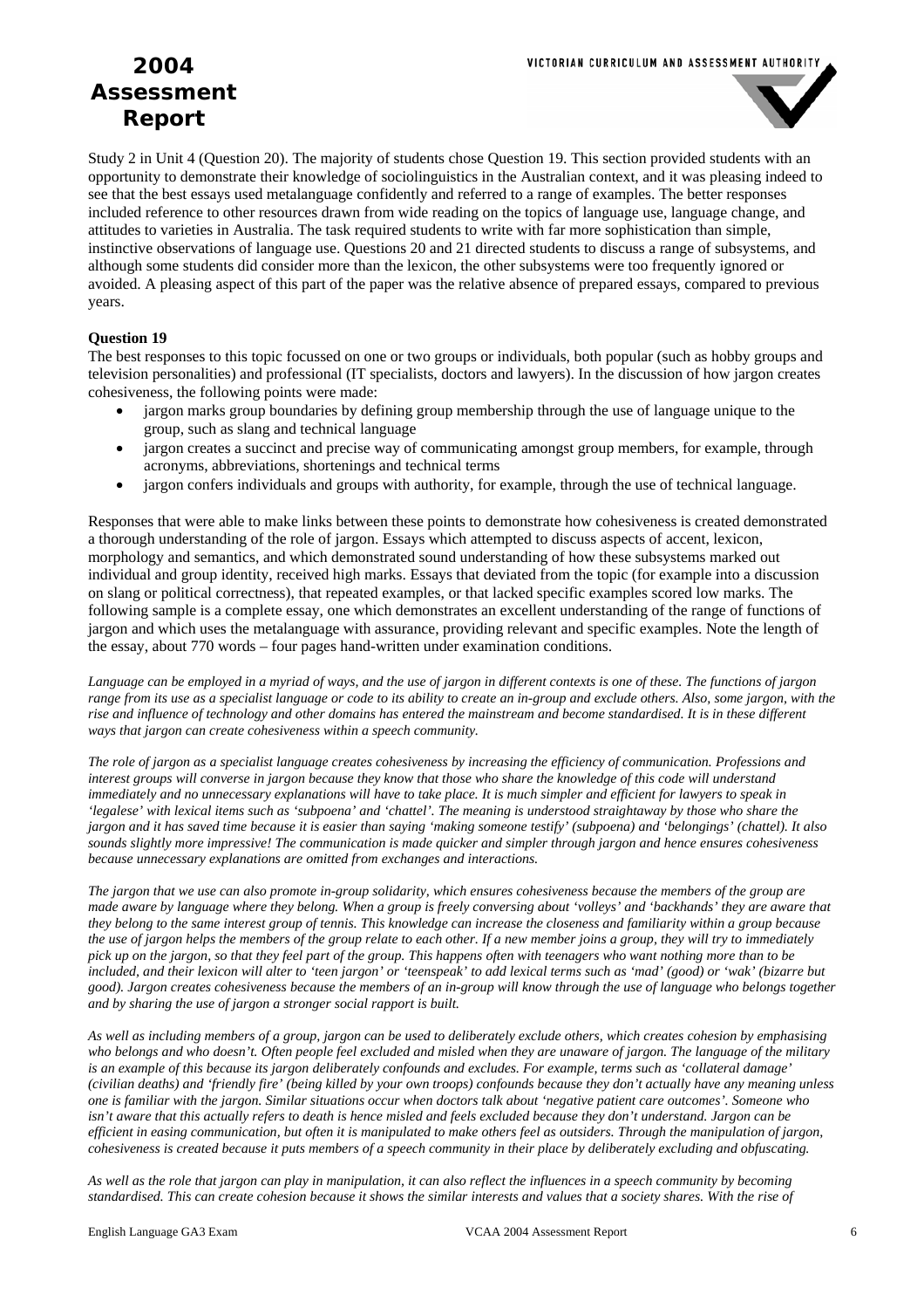Study 2 in Unit 4 (Question 20). The majority of students chose Question 19. This section provided students with an opportunity to demonstrate their knowledge of sociolinguistics in the Australian context, and it was pleasing indeed to see that the best essays used metalanguage confidently and referred to a range of examples. The better responses included reference to other resources drawn from wide reading on the topics of language use, language change, and attitudes to varieties in Australia. The task required students to write with far more sophistication than simple, instinctive observations of language use. Questions 20 and 21 directed students to discuss a range of subsystems, and although some students did consider more than the lexicon, the other subsystems were too frequently ignored or avoided. A pleasing aspect of this part of the paper was the relative absence of prepared essays, compared to previous years.

**Question 19**

The best responses to this topic focussed on one or two groups or individuals, both popular (such as hobby groups and television personalities) and professional (IT specialists, doctors and lawyers). In the discussion of how jargon creates cohesiveness, the following points were made:

- jargon marks group boundaries by defining group membership through the use of language unique to the group, such as slang and technical language
- jargon creates a succinct and precise way of communicating amongst group members, for example, through acronyms, abbreviations, shortenings and technical terms
- jargon confers individuals and groups with authority, for example, through the use of technical language.

Responses that were able to make links between these points to demonstrate how cohesiveness is created demonstrated a thorough understanding of the role of jargon. Essays which attempted to discuss aspects of accent, lexicon, morphology and semantics, and which demonstrated sound understanding of how these subsystems marked out individual and group identity, received high marks. Essays that deviated from the topic (for example into a discussion on slang or political correctness), that repeated examples, or that lacked specific examples scored low marks. The following sample is a complete essay, one which demonstrates an excellent understanding of the range of functions of jargon and which uses the metalanguage with assurance, providing relevant and specific examples. Note the length of the essay, about 770 words – four pages hand-written under examination conditions.

*Language can be employed in a myriad of ways, and the use of jargon in different contexts is one of these. The functions of jargon range from its use as a specialist language or code to its ability to create an in-group and exclude others. Also, some jargon, with the rise and influence of technology and other domains has entered the mainstream and become standardised. It is in these different ways that jargon can create cohesiveness within a speech community.*

*The role of jargon as a specialist language creates cohesiveness by increasing the efficiency of communication. Professions and interest groups will converse in jargon because they know that those who share the knowledge of this code will understand immediately and no unnecessary explanations will have to take place. It is much simpler and efficient for lawyers to speak in 'legalese' with lexical items such as 'subpoena' and 'chattel'. The meaning is understood straightaway by those who share the jargon and it has saved time because it is easier than saying 'making someone testify' (subpoena) and 'belongings' (chattel). It also sounds slightly more impressive! The communication is made quicker and simpler through jargon and hence ensures cohesiveness because unnecessary explanations are omitted from exchanges and interactions.*

*The jargon that we use can also promote in-group solidarity, which ensures cohesiveness because the members of the group are made aware by language where they belong. When a group is freely conversing about 'volleys' and 'backhands' they are aware that they belong to the same interest group of tennis. This knowledge can increase the closeness and familiarity within a group because the use of jargon helps the members of the group relate to each other. If a new member joins a group, they will try to immediately pick up on the jargon, so that they feel part of the group. This happens often with teenagers who want nothing more than to be included, and their lexicon will alter to 'teen jargon' or 'teenspeak' to add lexical terms such as 'mad' (good) or 'wak' (bizarre but good). Jargon creates cohesiveness because the members of an in-group will know through the use of language who belongs together and by sharing the use of jargon a stronger social rapport is built.*

*As well as including members of a group, jargon can be used to deliberately exclude others, which creates cohesion by emphasising who belongs and who doesn't. Often people feel excluded and misled when they are unaware of jargon. The language of the military is an example of this because its jargon deliberately confounds and excludes. For example, terms such as 'collateral damage' (civilian deaths) and 'friendly fire' (being killed by your own troops) confounds because they don't actually have any meaning unless one is familiar with the jargon. Similar situations occur when doctors talk about 'negative patient care outcomes'. Someone who isn't aware that this actually refers to death is hence misled and feels excluded because they don't understand. Jargon can be efficient in easing communication, but often it is manipulated to make others feel as outsiders. Through the manipulation of jargon, cohesiveness is created because it puts members of a speech community in their place by deliberately excluding and obfuscating.*

*As well as the role that jargon can play in manipulation, it can also reflect the influences in a speech community by becoming standardised. This can create cohesion because it shows the similar interests and values that a society shares. With the rise of*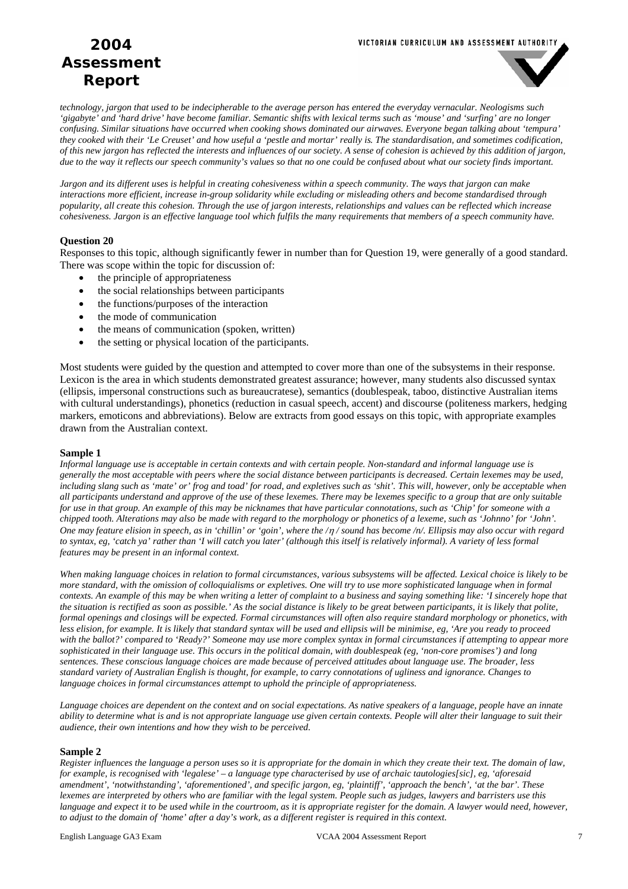*technology, jargon that used to be indecipherable to the average person has entered the everyday vernacular. Neologisms such 'gigabyte' and 'hard drive' have become familiar. Semantic shifts with lexical terms such as 'mouse' and 'surfing' are no longer confusing. Similar situations have occurred when cooking shows dominated our airwaves. Everyone began talking about 'tempura' they cooked with their 'Le Creuset' and how useful a 'pestle and mortar' really is. The standardisation, and sometimes codification, of this new jargon has reflected the interests and influences of our society. A sense of cohesion is achieved by this addition of jargon, due to the way it reflects our speech community's values so that no one could be confused about what our society finds important.*

*Jargon and its different uses is helpful in creating cohesiveness within a speech community. The ways that jargon can make interactions more efficient, increase in-group solidarity while excluding or misleading others and become standardised through popularity, all create this cohesion. Through the use of jargon interests, relationships and values can be reflected which increase cohesiveness. Jargon is an effective language tool which fulfils the many requirements that members of a speech community have.*

**Question 20**

Responses to this topic, although significantly fewer in number than for Question 19, were generally of a good standard. There was scope within the topic for discussion of:

- the principle of appropriateness
- the social relationships between participants
- the functions/purposes of the interaction
- the mode of communication
- the means of communication (spoken, written)
- the setting or physical location of the participants.

Most students were guided by the question and attempted to cover more than one of the subsystems in their response. Lexicon is the area in which students demonstrated greatest assurance; however, many students also discussed syntax (ellipsis, impersonal constructions such as bureaucratese), semantics (doublespeak, taboo, distinctive Australian items with cultural understandings), phonetics (reduction in casual speech, accent) and discourse (politeness markers, hedging markers, emoticons and abbreviations). Below are extracts from good essays on this topic, with appropriate examples drawn from the Australian context.

**Sample 1**

*Informal language use is acceptable in certain contexts and with certain people. Non-standard and informal language use is generally the most acceptable with peers where the social distance between participants is decreased. Certain lexemes may be used, including slang such as 'mate' or' frog and toad' for road, and expletives such as 'shit'. This will, however, only be acceptable when all participants understand and approve of the use of these lexemes. There may be lexemes specific to a group that are only suitable for use in that group. An example of this may be nicknames that have particular connotations, such as 'Chip' for someone with a chipped tooth. Alterations may also be made with regard to the morphology or phonetics of a lexeme, such as 'Johnno' for 'John'. One may feature elision in speech, as in 'chillin' or 'goin', where the /ŋ/ sound has become /n/. Ellipsis may also occur with regard to syntax, eg, 'catch ya' rather than 'I will catch you later' (although this itself is relatively informal). A variety of less formal features may be present in an informal context.*

*When making language choices in relation to formal circumstances, various subsystems will be affected. Lexical choice is likely to be more standard, with the omission of colloquialisms or expletives. One will try to use more sophisticated language when in formal contexts. An example of this may be when writing a letter of complaint to a business and saying something like: 'I sincerely hope that the situation is rectified as soon as possible.' As the social distance is likely to be great between participants, it is likely that polite, formal openings and closings will be expected. Formal circumstances will often also require standard morphology or phonetics, with less elision, for example. It is likely that standard syntax will be used and ellipsis will be minimise, eg, 'Are you ready to proceed with the ballot?' compared to 'Ready?' Someone may use more complex syntax in formal circumstances if attempting to appear more sophisticated in their language use. This occurs in the political domain, with doublespeak (eg, 'non-core promises') and long sentences. These conscious language choices are made because of perceived attitudes about language use. The broader, less standard variety of Australian English is thought, for example, to carry connotations of ugliness and ignorance. Changes to language choices in formal circumstances attempt to uphold the principle of appropriateness.*

*Language choices are dependent on the context and on social expectations. As native speakers of a language, people have an innate ability to determine what is and is not appropriate language use given certain contexts. People will alter their language to suit their audience, their own intentions and how they wish to be perceived.*

**Sample 2**

*Register influences the language a person uses so it is appropriate for the domain in which they create their text. The domain of law, for example, is recognised with 'legalese' – a language type characterised by use of archaic tautologies[sic], eg, 'aforesaid amendment', 'notwithstanding', 'aforementioned', and specific jargon, eg, 'plaintiff', 'approach the bench', 'at the bar'. These lexemes are interpreted by others who are familiar with the legal system. People such as judges, lawyers and barristers use this language and expect it to be used while in the courtroom, as it is appropriate register for the domain. A lawyer would need, however, to adjust to the domain of 'home' after a day's work, as a different register is required in this context.*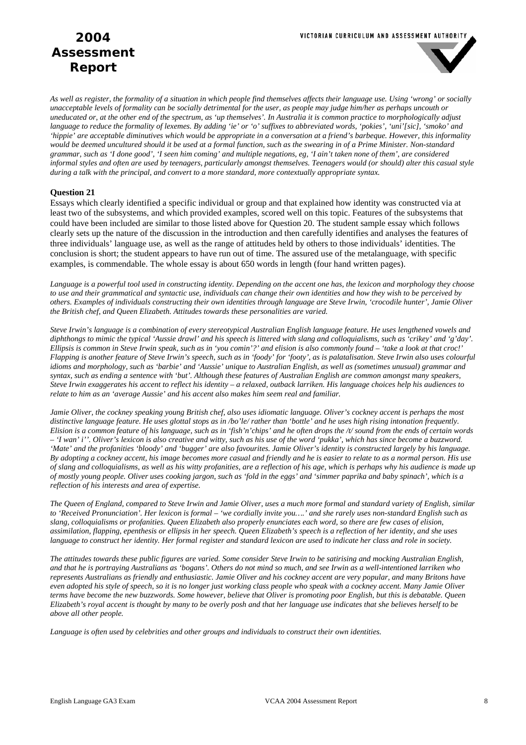*As well as register, the formality of a situation in which people find themselves affects their language use. Using 'wrong' or socially unacceptable levels of formality can be socially detrimental for the user, as people may judge him/her as perhaps uncouth or uneducated or, at the other end of the spectrum, as 'up themselves'. In Australia it is common practice to morphologically adjust language to reduce the formality of lexemes. By adding 'ie' or 'o' suffixes to abbreviated words, 'pokies', 'uni'[sic], 'smoko' and 'hippie' are acceptable diminutives which would be appropriate in a conversation at a friend's barbeque. However, this informality would be deemed uncultured should it be used at a formal function, such as the swearing in of a Prime Minister. Non-standard grammar, such as 'I done good', 'I seen him coming' and multiple negations, eg, 'I ain't taken none of them', are considered informal styles and often are used by teenagers, particularly amongst themselves. Teenagers would (or should) alter this casual style during a talk with the principal, and convert to a more standard, more contextually appropriate syntax.*

**Question 21**

Essays which clearly identified a specific individual or group and that explained how identity was constructed via at least two of the subsystems, and which provided examples, scored well on this topic. Features of the subsystems that could have been included are similar to those listed above for Question 20. The student sample essay which follows clearly sets up the nature of the discussion in the introduction and then carefully identifies and analyses the features of three individuals' language use, as well as the range of attitudes held by others to those individuals' identities. The conclusion is short; the student appears to have run out of time. The assured use of the metalanguage, with specific examples, is commendable. The whole essay is about 650 words in length (four hand written pages).

*Language is a powerful tool used in constructing identity. Depending on the accent one has, the lexicon and morphology they choose to use and their grammatical and syntactic use, individuals can change their own identities and how they wish to be perceived by others. Examples of individuals constructing their own identities through language are Steve Irwin, 'crocodile hunter', Jamie Oliver the British chef, and Queen Elizabeth. Attitudes towards these personalities are varied.*

*Steve Irwin's language is a combination of every stereotypical Australian English language feature. He uses lengthened vowels and diphthongs to mimic the typical 'Aussie drawl' and his speech is littered with slang and colloquialisms, such as 'crikey' and 'g'day'. Ellipsis is common in Steve Irwin speak, such as in 'you comin'?' and elision is also commonly found – 'take a look at that croc!' Flapping is another feature of Steve Irwin's speech, such as in 'foody' for 'footy', as is palatalisation. Steve Irwin also uses colourful idioms and morphology, such as 'barbie' and 'Aussie' unique to Australian English, as well as (sometimes unusual) grammar and syntax, such as ending a sentence with 'but'. Although these features of Australian English are common amongst many speakers, Steve Irwin exaggerates his accent to reflect his identity – a relaxed, outback larriken. His language choices help his audiences to relate to him as an 'average Aussie' and his accent also makes him seem real and familiar.*

*Jamie Oliver, the cockney speaking young British chef, also uses idiomatic language. Oliver's cockney accent is perhaps the most distinctive language feature. He uses glottal stops as in /bo'le/ rather than 'bottle' and he uses high rising intonation frequently. Elision is a common feature of his language, such as in 'fish'n'chips' and he often drops the /t/ sound from the ends of certain words – 'I wan' i''. Oliver's lexicon is also creative and witty, such as his use of the word 'pukka', which has since become a buzzword. 'Mate' and the profanities 'bloody' and 'bugger' are also favourites. Jamie Oliver's identity is constructed largely by his language. By adopting a cockney accent, his image becomes more casual and friendly and he is easier to relate to as a normal person. His use of slang and colloquialisms, as well as his witty profanities, are a reflection of his age, which is perhaps why his audience is made up of mostly young people. Oliver uses cooking jargon, such as 'fold in the eggs' and 'simmer paprika and baby spinach', which is a reflection of his interests and area of expertise.*

*The Queen of England, compared to Steve Irwin and Jamie Oliver, uses a much more formal and standard variety of English, similar to 'Received Pronunciation'. Her lexicon is formal – 'we cordially invite you….' and she rarely uses non-standard English such as slang, colloquialisms or profanities. Queen Elizabeth also properly enunciates each word, so there are few cases of elision, assimilation, flapping, epenthesis or ellipsis in her speech. Queen Elizabeth's speech is a reflection of her identity, and she uses language to construct her identity. Her formal register and standard lexicon are used to indicate her class and role in society.*

*The attitudes towards these public figures are varied. Some consider Steve Irwin to be satirising and mocking Australian English, and that he is portraying Australians as 'bogans'. Others do not mind so much, and see Irwin as a well-intentioned larriken who represents Australians as friendly and enthusiastic. Jamie Oliver and his cockney accent are very popular, and many Britons have even adopted his style of speech, so it is no longer just working class people who speak with a cockney accent. Many Jamie Oliver terms have become the new buzzwords. Some however, believe that Oliver is promoting poor English, but this is debatable. Queen Elizabeth's royal accent is thought by many to be overly posh and that her language use indicates that she believes herself to be above all other people.*

*Language is often used by celebrities and other groups and individuals to construct their own identities.*